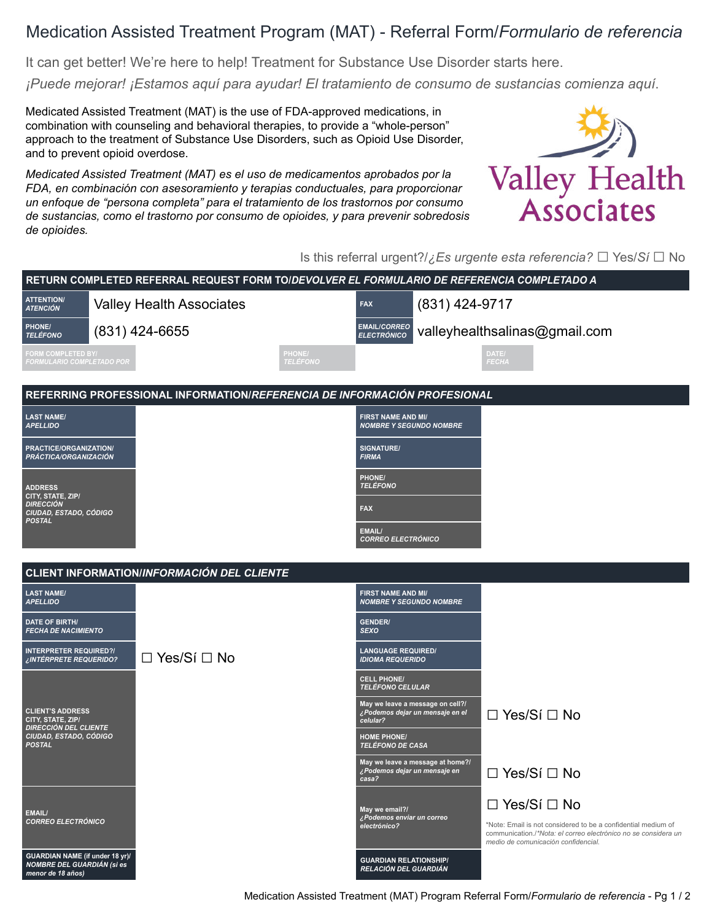# Medication Assisted Treatment Program (MAT) - Referral Form/*Formulario de referencia*

It can get better! We're here to help! Treatment for Substance Use Disorder starts here.

*¡Puede mejorar! ¡Estamos aquí para ayudar! El tratamiento de consumo de sustancias comienza aquí.*

Medicated Assisted Treatment (MAT) is the use of FDA-approved medications, in combination with counseling and behavioral therapies, to provide a "whole-person" approach to the treatment of Substance Use Disorders, such as Opioid Use Disorder, and to prevent opioid overdose.

*Medicated Assisted Treatment (MAT) es el uso de medicamentos aprobados por la FDA, en combinación con asesoramiento y terapias conductuales, para proporcionar un enfoque de "persona completa" para el tratamiento de los trastornos por consumo de sustancias, como el trastorno por consumo de opioides, y para prevenir sobredosis de opioides.*

Valley Health Associates

Is this referral urgent?/*¿Es urgente esta referencia?* ☐ Yes/*Sí* ☐ No

## RETURN COMPLETED REFERRAL REQUEST FORM TO/*DEVOLVER EL FORMULARIO DE REFERENCIA COMPLETADO A*

| | | | |
|---|---|---|---|
| **ATTENTION/** ***ATENCIÓN*** | Valley Health Associates | **FAX** | (831) 424-9717 |
| **PHONE/** ***TELÉFONO*** | (831) 424-6655 | **EMAIL/** ***CORREO ELECTRÓNICO*** | valleyhealthsalinas@gmail.com |
| **FORM COMPLETED BY/** ***FORMULARIO COMPLETADO POR*** | | **PHONE/** ***TELÉFONO*** | |
| **DATE/** ***FECHA*** | | | |

## REFERRING PROFESSIONAL INFORMATION/*REFERENCIA DE INFORMACIÓN PROFESIONAL*

| | | | |
|---|---|---|---|
| **LAST NAME/** ***APELLIDO*** | | **FIRST NAME AND MI/** ***NOMBRE Y SEGUNDO NOMBRE*** | |
| **PRACTICE/ORGANIZATION/** ***PRÁCTICA/ORGANIZACIÓN*** | | **SIGNATURE/** ***FIRMA*** | |
| **ADDRESS CITY, STATE, ZIP/** ***DIRECCIÓN CIUDAD, ESTADO, CÓDIGO POSTAL*** | | **PHONE/** ***TELÉFONO*** | |
| | | **FAX** | |
| | | **EMAIL/** ***CORREO ELECTRÓNICO*** | |

## CLIENT INFORMATION/*INFORMACIÓN DEL CLIENTE*

| | | | |
|---|---|---|---|
| **LAST NAME/** ***APELLIDO*** | | **FIRST NAME AND MI/** ***NOMBRE Y SEGUNDO NOMBRE*** | |
| **DATE OF BIRTH/** ***FECHA DE NACIMIENTO*** | | **GENDER/** ***SEXO*** | |
| **INTERPRETER REQUIRED?/** ***¿INTÉRPRETE REQUERIDO?*** | ☐ Yes/Sí ☐ No | **LANGUAGE REQUIRED/** ***IDIOMA REQUERIDO*** | |
| **CLIENT'S ADDRESS CITY, STATE, ZIP/** ***DIRECCIÓN DEL CLIENTE CIUDAD, ESTADO, CÓDIGO POSTAL*** | | **CELL PHONE/** ***TELÉFONO CELULAR*** | |
| | | **May we leave a message on cell?/** ***¿Podemos dejar un mensaje en el celular?*** | ☐ Yes/Sí ☐ No |
| | | **HOME PHONE/** ***TELÉFONO DE CASA*** | |
| | | **May we leave a message at home?/** ***¿Podemos dejar un mensaje en casa?*** | ☐ Yes/Sí ☐ No |
| **EMAIL/** ***CORREO ELECTRÓNICO*** | | **May we email?/** ***¿Podemos enviar un correo electrónico?*** | ☐ Yes/Sí ☐ No<br>*Note: Email is not considered to be a confidential medium of communication./*\*Nota: el correo electrónico no se considera un medio de comunicación confidencial.* |
| **GUARDIAN NAME (if under 18 yr)/** ***NOMBRE DEL GUARDIÁN (si es menor de 18 años)*** | | **GUARDIAN RELATIONSHIP/** ***RELACIÓN DEL GUARDIÁN*** | |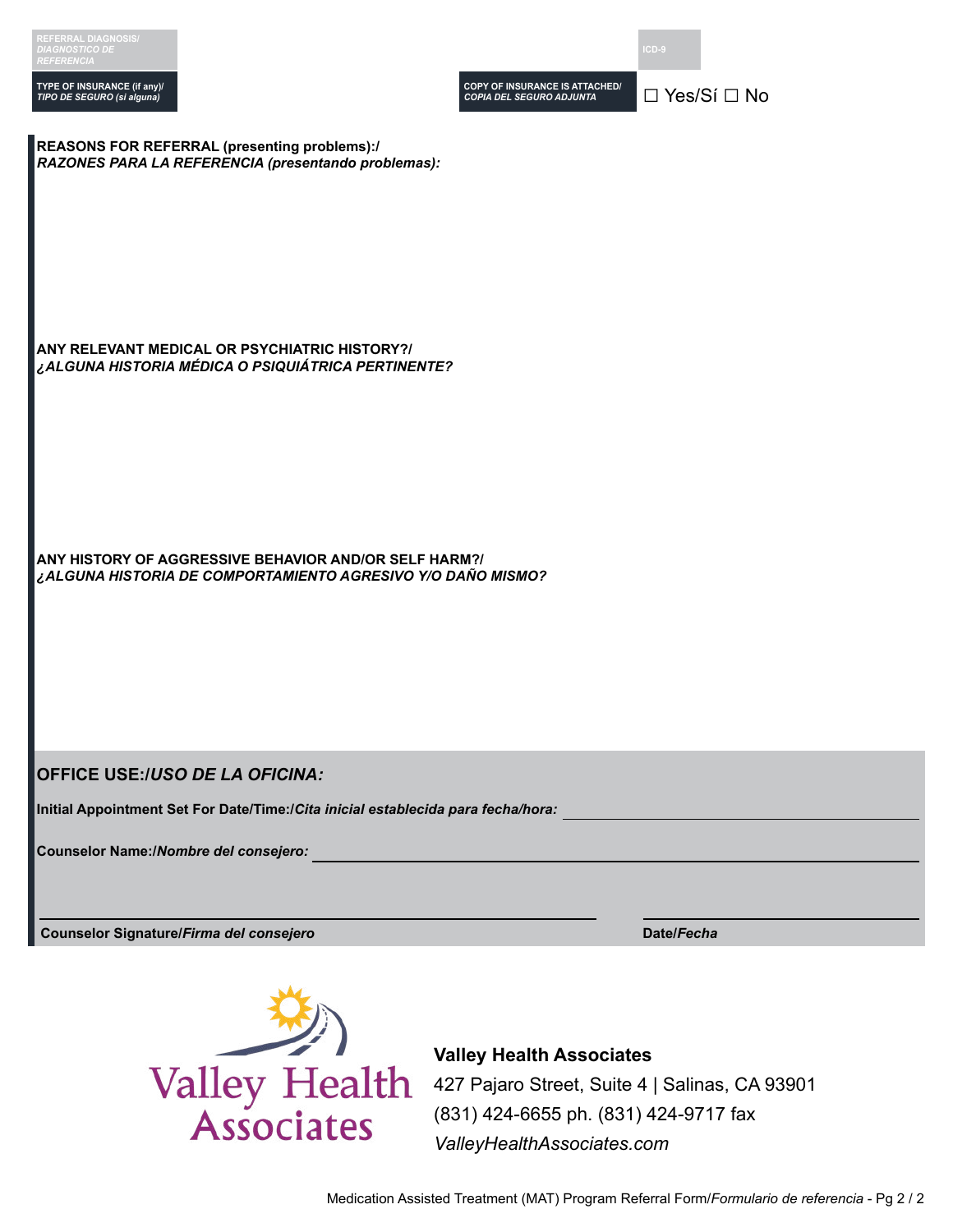| | |
|---|---|
| REFERRAL DIAGNOSIS/ *DIAGNOSTICO DE REFERENCIA* | ICD-9 |
| TYPE OF INSURANCE (if any)/ *TIPO DE SEGURO (si alguna)* | |
| COPY OF INSURANCE IS ATTACHED/ *COPIA DEL SEGURO ADJUNTA* | ☐ Yes/Sí ☐ No |

**REASONS FOR REFERRAL (presenting problems):/**
***RAZONES PARA LA REFERENCIA (presentando problemas):***

**ANY RELEVANT MEDICAL OR PSYCHIATRIC HISTORY?/**
***¿ALGUNA HISTORIA MÉDICA O PSIQUIÁTRICA PERTINENTE?***

**ANY HISTORY OF AGGRESSIVE BEHAVIOR AND/OR SELF HARM?/**
***¿ALGUNA HISTORIA DE COMPORTAMIENTO AGRESIVO Y/O DAÑO MISMO?***

## OFFICE USE:/*USO DE LA OFICINA:*

**Initial Appointment Set For Date/Time:/*Cita inicial establecida para fecha/hora:*** ______________________

**Counselor Name:/*Nombre del consejero:*** ______________________

______________________ ______________________
**Counselor Signature/*Firma del consejero*** **Date/*Fecha***

**Valley Health Associates**
427 Pajaro Street, Suite 4 | Salinas, CA 93901
(831) 424-6655 ph. (831) 424-9717 fax
*ValleyHealthAssociates.com*

Medication Assisted Treatment (MAT) Program Referral Form/*Formulario de referencia*